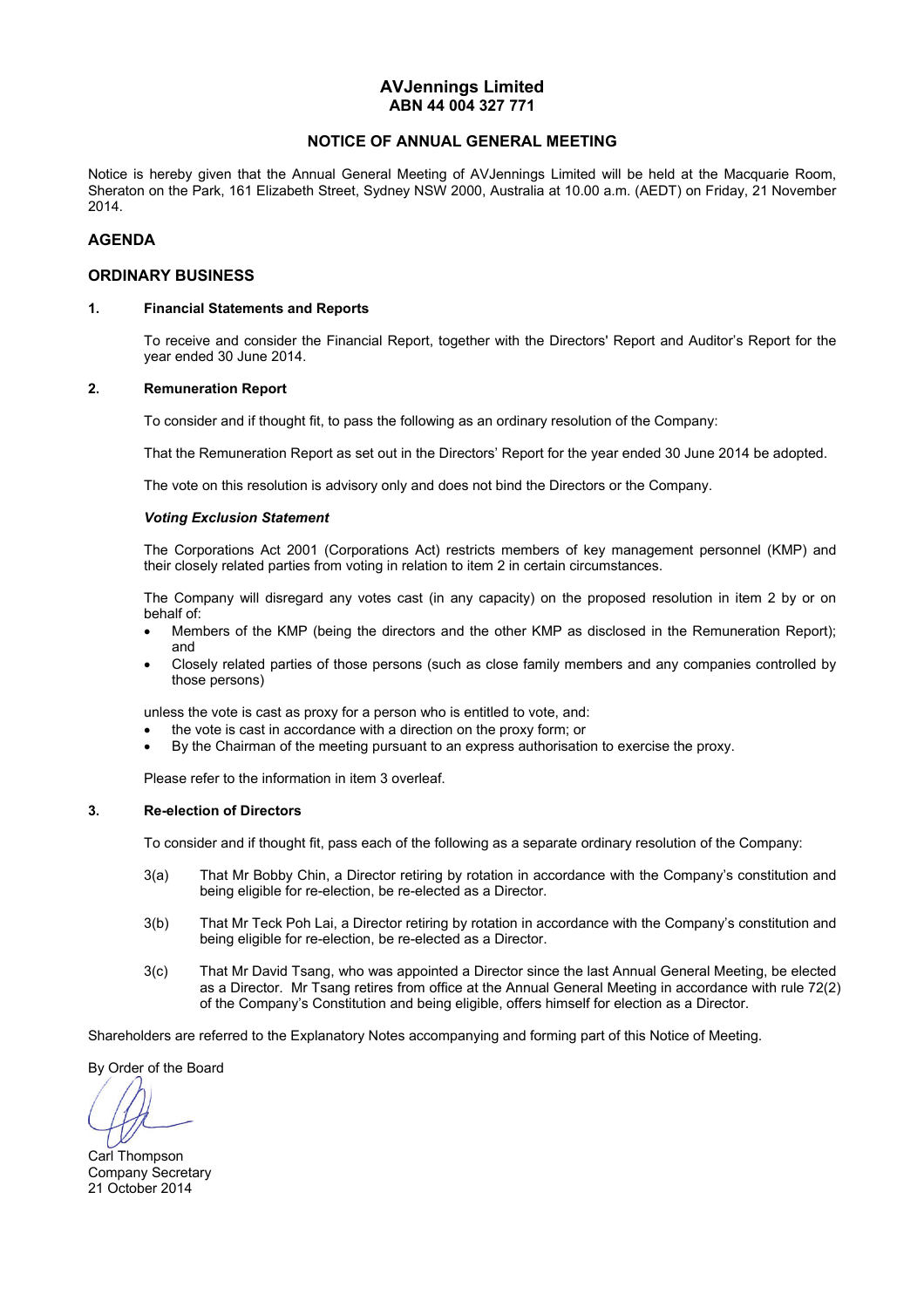# AVJennings Limited
**ABN 44 004 327 771**

## NOTICE OF ANNUAL GENERAL MEETING

Notice is hereby given that the Annual General Meeting of AVJennings Limited will be held at the Macquarie Room, Sheraton on the Park, 161 Elizabeth Street, Sydney NSW 2000, Australia at 10.00 a.m. (AEDT) on Friday, 21 November 2014.

## AGENDA

## ORDINARY BUSINESS

### 1. Financial Statements and Reports

To receive and consider the Financial Report, together with the Directors' Report and Auditor's Report for the year ended 30 June 2014.

### 2. Remuneration Report

To consider and if thought fit, to pass the following as an ordinary resolution of the Company:

That the Remuneration Report as set out in the Directors' Report for the year ended 30 June 2014 be adopted.

The vote on this resolution is advisory only and does not bind the Directors or the Company.

***Voting Exclusion Statement***

The Corporations Act 2001 (Corporations Act) restricts members of key management personnel (KMP) and their closely related parties from voting in relation to item 2 in certain circumstances.

The Company will disregard any votes cast (in any capacity) on the proposed resolution in item 2 by or on behalf of:

- Members of the KMP (being the directors and the other KMP as disclosed in the Remuneration Report); and
- Closely related parties of those persons (such as close family members and any companies controlled by those persons)

unless the vote is cast as proxy for a person who is entitled to vote, and:

- the vote is cast in accordance with a direction on the proxy form; or
- By the Chairman of the meeting pursuant to an express authorisation to exercise the proxy.

Please refer to the information in item 3 overleaf.

### 3. Re-election of Directors

To consider and if thought fit, pass each of the following as a separate ordinary resolution of the Company:

3(a) That Mr Bobby Chin, a Director retiring by rotation in accordance with the Company's constitution and being eligible for re-election, be re-elected as a Director.

3(b) That Mr Teck Poh Lai, a Director retiring by rotation in accordance with the Company's constitution and being eligible for re-election, be re-elected as a Director.

3(c) That Mr David Tsang, who was appointed a Director since the last Annual General Meeting, be elected as a Director. Mr Tsang retires from office at the Annual General Meeting in accordance with rule 72(2) of the Company's Constitution and being eligible, offers himself for election as a Director.

Shareholders are referred to the Explanatory Notes accompanying and forming part of this Notice of Meeting.

By Order of the Board

Carl Thompson
Company Secretary
21 October 2014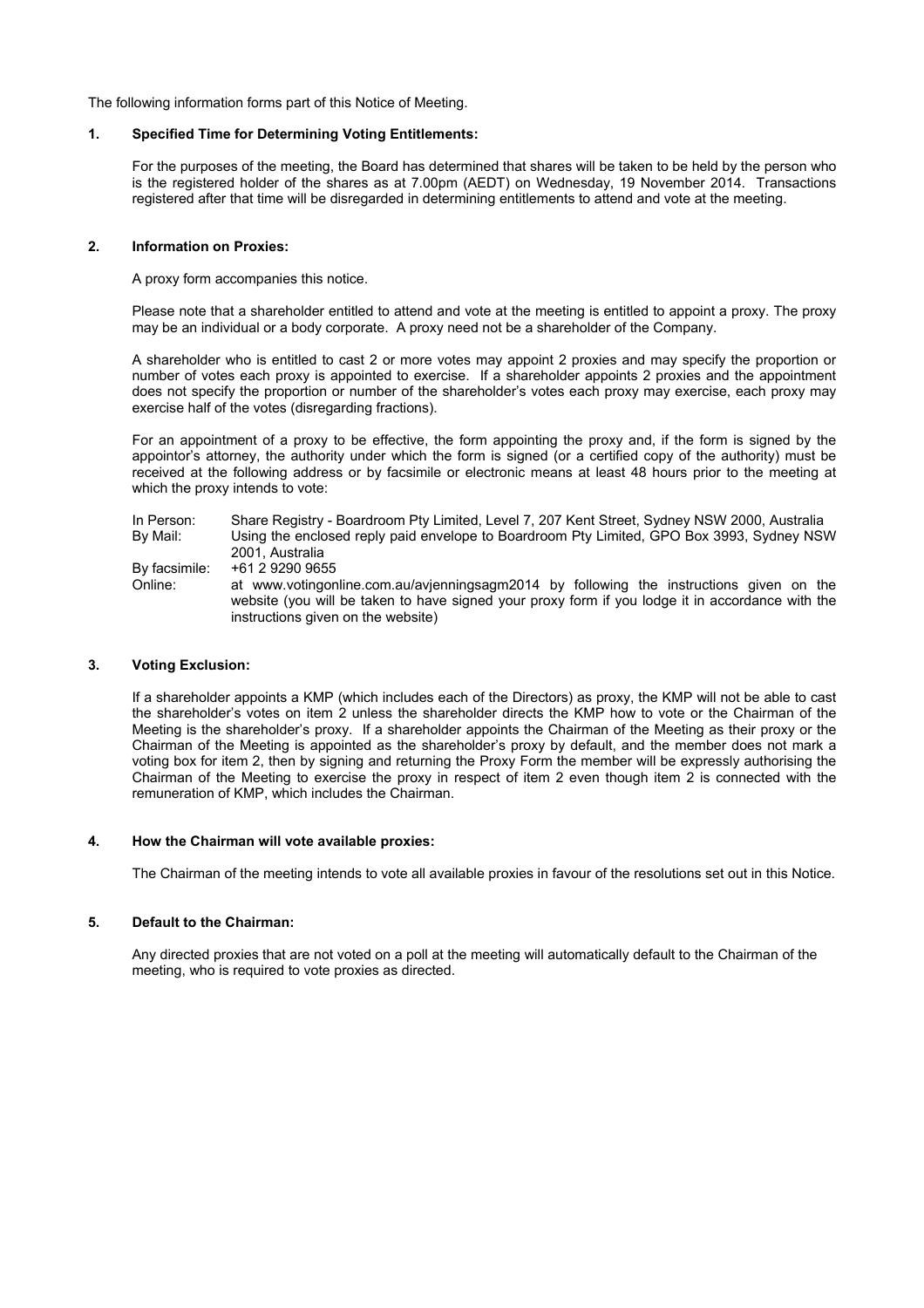The following information forms part of this Notice of Meeting.

### 1. Specified Time for Determining Voting Entitlements:

For the purposes of the meeting, the Board has determined that shares will be taken to be held by the person who is the registered holder of the shares as at 7.00pm (AEDT) on Wednesday, 19 November 2014. Transactions registered after that time will be disregarded in determining entitlements to attend and vote at the meeting.

### 2. Information on Proxies:

A proxy form accompanies this notice.

Please note that a shareholder entitled to attend and vote at the meeting is entitled to appoint a proxy. The proxy may be an individual or a body corporate. A proxy need not be a shareholder of the Company.

A shareholder who is entitled to cast 2 or more votes may appoint 2 proxies and may specify the proportion or number of votes each proxy is appointed to exercise. If a shareholder appoints 2 proxies and the appointment does not specify the proportion or number of the shareholder's votes each proxy may exercise, each proxy may exercise half of the votes (disregarding fractions).

For an appointment of a proxy to be effective, the form appointing the proxy and, if the form is signed by the appointor's attorney, the authority under which the form is signed (or a certified copy of the authority) must be received at the following address or by facsimile or electronic means at least 48 hours prior to the meeting at which the proxy intends to vote:

| | |
|---|---|
| In Person: | Share Registry - Boardroom Pty Limited, Level 7, 207 Kent Street, Sydney NSW 2000, Australia |
| By Mail: | Using the enclosed reply paid envelope to Boardroom Pty Limited, GPO Box 3993, Sydney NSW 2001, Australia |
| By facsimile: | +61 2 9290 9655 |
| Online: | at www.votingonline.com.au/avjenningsagm2014 by following the instructions given on the website (you will be taken to have signed your proxy form if you lodge it in accordance with the instructions given on the website) |

### 3. Voting Exclusion:

If a shareholder appoints a KMP (which includes each of the Directors) as proxy, the KMP will not be able to cast the shareholder's votes on item 2 unless the shareholder directs the KMP how to vote or the Chairman of the Meeting is the shareholder's proxy. If a shareholder appoints the Chairman of the Meeting as their proxy or the Chairman of the Meeting is appointed as the shareholder's proxy by default, and the member does not mark a voting box for item 2, then by signing and returning the Proxy Form the member will be expressly authorising the Chairman of the Meeting to exercise the proxy in respect of item 2 even though item 2 is connected with the remuneration of KMP, which includes the Chairman.

### 4. How the Chairman will vote available proxies:

The Chairman of the meeting intends to vote all available proxies in favour of the resolutions set out in this Notice.

### 5. Default to the Chairman:

Any directed proxies that are not voted on a poll at the meeting will automatically default to the Chairman of the meeting, who is required to vote proxies as directed.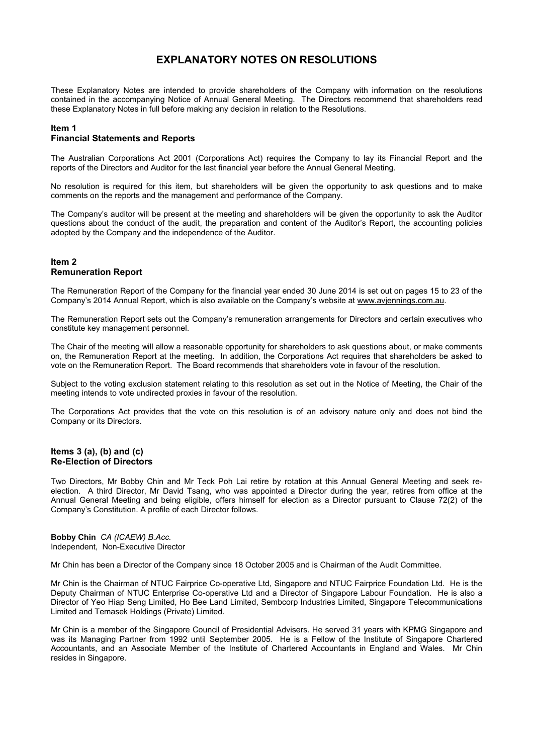# EXPLANATORY NOTES ON RESOLUTIONS

These Explanatory Notes are intended to provide shareholders of the Company with information on the resolutions contained in the accompanying Notice of Annual General Meeting. The Directors recommend that shareholders read these Explanatory Notes in full before making any decision in relation to the Resolutions.

## Item 1
## Financial Statements and Reports

The Australian Corporations Act 2001 (Corporations Act) requires the Company to lay its Financial Report and the reports of the Directors and Auditor for the last financial year before the Annual General Meeting.

No resolution is required for this item, but shareholders will be given the opportunity to ask questions and to make comments on the reports and the management and performance of the Company.

The Company's auditor will be present at the meeting and shareholders will be given the opportunity to ask the Auditor questions about the conduct of the audit, the preparation and content of the Auditor's Report, the accounting policies adopted by the Company and the independence of the Auditor.

## Item 2
## Remuneration Report

The Remuneration Report of the Company for the financial year ended 30 June 2014 is set out on pages 15 to 23 of the Company's 2014 Annual Report, which is also available on the Company's website at www.avjennings.com.au.

The Remuneration Report sets out the Company's remuneration arrangements for Directors and certain executives who constitute key management personnel.

The Chair of the meeting will allow a reasonable opportunity for shareholders to ask questions about, or make comments on, the Remuneration Report at the meeting. In addition, the Corporations Act requires that shareholders be asked to vote on the Remuneration Report. The Board recommends that shareholders vote in favour of the resolution.

Subject to the voting exclusion statement relating to this resolution as set out in the Notice of Meeting, the Chair of the meeting intends to vote undirected proxies in favour of the resolution.

The Corporations Act provides that the vote on this resolution is of an advisory nature only and does not bind the Company or its Directors.

## Items 3 (a), (b) and (c)
## Re-Election of Directors

Two Directors, Mr Bobby Chin and Mr Teck Poh Lai retire by rotation at this Annual General Meeting and seek re-election. A third Director, Mr David Tsang, who was appointed a Director during the year, retires from office at the Annual General Meeting and being eligible, offers himself for election as a Director pursuant to Clause 72(2) of the Company's Constitution. A profile of each Director follows.

**Bobby Chin** *CA (ICAEW) B.Acc.*
Independent, Non-Executive Director

Mr Chin has been a Director of the Company since 18 October 2005 and is Chairman of the Audit Committee.

Mr Chin is the Chairman of NTUC Fairprice Co-operative Ltd, Singapore and NTUC Fairprice Foundation Ltd. He is the Deputy Chairman of NTUC Enterprise Co-operative Ltd and a Director of Singapore Labour Foundation. He is also a Director of Yeo Hiap Seng Limited, Ho Bee Land Limited, Sembcorp Industries Limited, Singapore Telecommunications Limited and Temasek Holdings (Private) Limited.

Mr Chin is a member of the Singapore Council of Presidential Advisers. He served 31 years with KPMG Singapore and was its Managing Partner from 1992 until September 2005. He is a Fellow of the Institute of Singapore Chartered Accountants, and an Associate Member of the Institute of Chartered Accountants in England and Wales. Mr Chin resides in Singapore.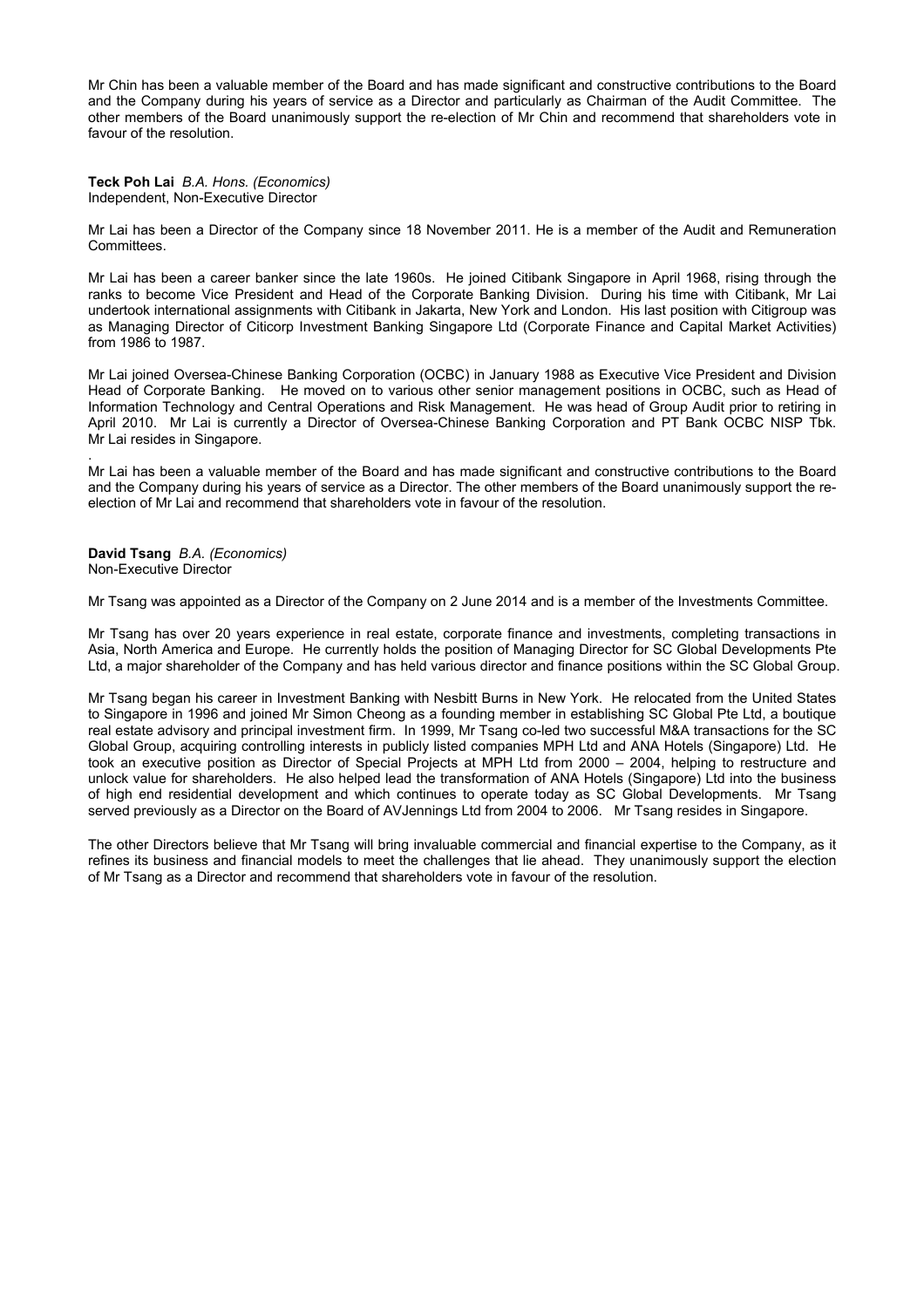Mr Chin has been a valuable member of the Board and has made significant and constructive contributions to the Board and the Company during his years of service as a Director and particularly as Chairman of the Audit Committee. The other members of the Board unanimously support the re-election of Mr Chin and recommend that shareholders vote in favour of the resolution.

**Teck Poh Lai** *B.A. Hons. (Economics)*
Independent, Non-Executive Director

Mr Lai has been a Director of the Company since 18 November 2011. He is a member of the Audit and Remuneration Committees.

Mr Lai has been a career banker since the late 1960s. He joined Citibank Singapore in April 1968, rising through the ranks to become Vice President and Head of the Corporate Banking Division. During his time with Citibank, Mr Lai undertook international assignments with Citibank in Jakarta, New York and London. His last position with Citigroup was as Managing Director of Citicorp Investment Banking Singapore Ltd (Corporate Finance and Capital Market Activities) from 1986 to 1987.

Mr Lai joined Oversea-Chinese Banking Corporation (OCBC) in January 1988 as Executive Vice President and Division Head of Corporate Banking. He moved on to various other senior management positions in OCBC, such as Head of Information Technology and Central Operations and Risk Management. He was head of Group Audit prior to retiring in April 2010. Mr Lai is currently a Director of Oversea-Chinese Banking Corporation and PT Bank OCBC NISP Tbk. Mr Lai resides in Singapore.

Mr Lai has been a valuable member of the Board and has made significant and constructive contributions to the Board and the Company during his years of service as a Director. The other members of the Board unanimously support the re-election of Mr Lai and recommend that shareholders vote in favour of the resolution.

**David Tsang** *B.A. (Economics)*
Non-Executive Director

Mr Tsang was appointed as a Director of the Company on 2 June 2014 and is a member of the Investments Committee.

Mr Tsang has over 20 years experience in real estate, corporate finance and investments, completing transactions in Asia, North America and Europe. He currently holds the position of Managing Director for SC Global Developments Pte Ltd, a major shareholder of the Company and has held various director and finance positions within the SC Global Group.

Mr Tsang began his career in Investment Banking with Nesbitt Burns in New York. He relocated from the United States to Singapore in 1996 and joined Mr Simon Cheong as a founding member in establishing SC Global Pte Ltd, a boutique real estate advisory and principal investment firm. In 1999, Mr Tsang co-led two successful M&A transactions for the SC Global Group, acquiring controlling interests in publicly listed companies MPH Ltd and ANA Hotels (Singapore) Ltd. He took an executive position as Director of Special Projects at MPH Ltd from 2000 – 2004, helping to restructure and unlock value for shareholders. He also helped lead the transformation of ANA Hotels (Singapore) Ltd into the business of high end residential development and which continues to operate today as SC Global Developments. Mr Tsang served previously as a Director on the Board of AVJennings Ltd from 2004 to 2006. Mr Tsang resides in Singapore.

The other Directors believe that Mr Tsang will bring invaluable commercial and financial expertise to the Company, as it refines its business and financial models to meet the challenges that lie ahead. They unanimously support the election of Mr Tsang as a Director and recommend that shareholders vote in favour of the resolution.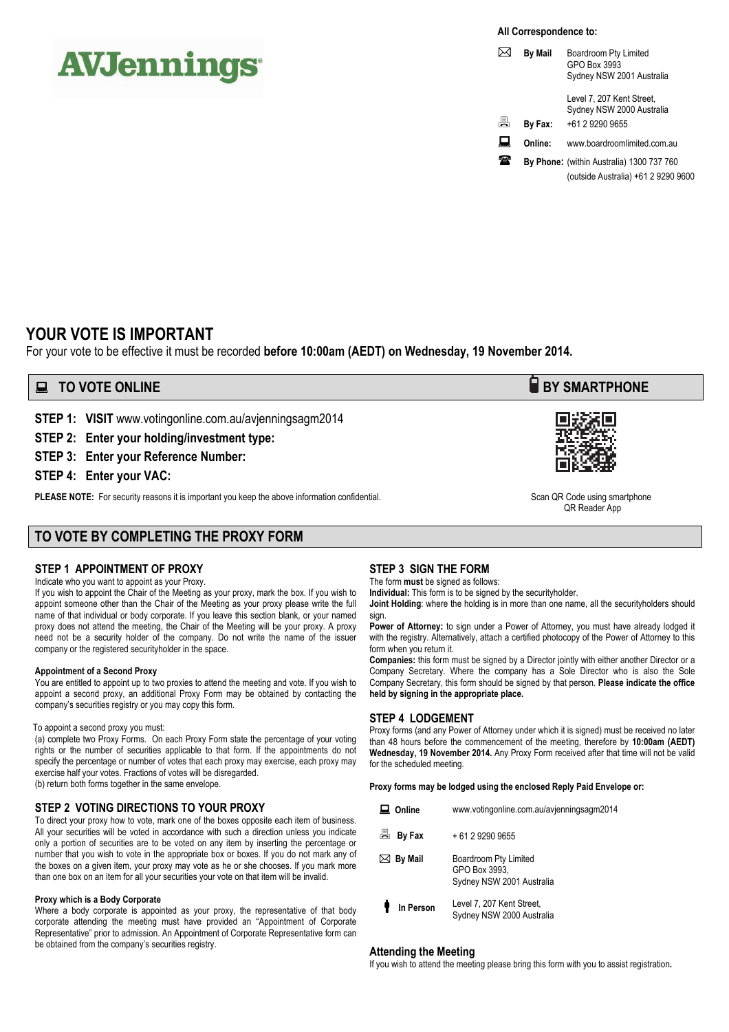AVJennings

**All Correspondence to:**

| | |
|---|---|
| **By Mail** | Boardroom Pty Limited<br>GPO Box 3993<br>Sydney NSW 2001 Australia<br><br>Level 7, 207 Kent Street,<br>Sydney NSW 2000 Australia |
| **By Fax:** | +61 2 9290 9655 |
| **Online:** | www.boardroomlimited.com.au |
| **By Phone:** | (within Australia) 1300 737 760<br>(outside Australia) +61 2 9290 9600 |

# YOUR VOTE IS IMPORTANT

For your vote to be effective it must be recorded **before 10:00am (AEDT) on Wednesday, 19 November 2014.**

## TO VOTE ONLINE

**STEP 1: VISIT** www.votingonline.com.au/avjenningsagm2014

**STEP 2: Enter your holding/investment type:**

**STEP 3: Enter your Reference Number:**

**STEP 4: Enter your VAC:**

**PLEASE NOTE:** For security reasons it is important you keep the above information confidential.

## BY SMARTPHONE

Scan QR Code using smartphone QR Reader App

## TO VOTE BY COMPLETING THE PROXY FORM

### STEP 1 APPOINTMENT OF PROXY

Indicate who you want to appoint as your Proxy.

If you wish to appoint the Chair of the Meeting as your proxy, mark the box. If you wish to appoint someone other than the Chair of the Meeting as your proxy please write the full name of that individual or body corporate. If you leave this section blank, or your named proxy does not attend the meeting, the Chair of the Meeting will be your proxy. A proxy need not be a security holder of the company. Do not write the name of the issuer company or the registered securityholder in the space.

**Appointment of a Second Proxy**

You are entitled to appoint up to two proxies to attend the meeting and vote. If you wish to appoint a second proxy, an additional Proxy Form may be obtained by contacting the company's securities registry or you may copy this form.

To appoint a second proxy you must:

(a) complete two Proxy Forms. On each Proxy Form state the percentage of your voting rights or the number of securities applicable to that form. If the appointments do not specify the percentage or number of votes that each proxy may exercise, each proxy may exercise half your votes. Fractions of votes will be disregarded.

(b) return both forms together in the same envelope.

### STEP 2 VOTING DIRECTIONS TO YOUR PROXY

To direct your proxy how to vote, mark one of the boxes opposite each item of business. All your securities will be voted in accordance with such a direction unless you indicate only a portion of securities are to be voted on any item by inserting the percentage or number that you wish to vote in the appropriate box or boxes. If you do not mark any of the boxes on a given item, your proxy may vote as he or she chooses. If you mark more than one box on an item for all your securities your vote on that item will be invalid.

**Proxy which is a Body Corporate**

Where a body corporate is appointed as your proxy, the representative of that body corporate attending the meeting must have provided an "Appointment of Corporate Representative" prior to admission. An Appointment of Corporate Representative form can be obtained from the company's securities registry.

### STEP 3 SIGN THE FORM

The form **must** be signed as follows:

**Individual:** This form is to be signed by the securityholder.

**Joint Holding**: where the holding is in more than one name, all the securityholders should sign.

**Power of Attorney:** to sign under a Power of Attorney, you must have already lodged it with the registry. Alternatively, attach a certified photocopy of the Power of Attorney to this form when you return it.

**Companies:** this form must be signed by a Director jointly with either another Director or a Company Secretary. Where the company has a Sole Director who is also the Sole Company Secretary, this form should be signed by that person. **Please indicate the office held by signing in the appropriate place.**

### STEP 4 LODGEMENT

Proxy forms (and any Power of Attorney under which it is signed) must be received no later than 48 hours before the commencement of the meeting, therefore by **10:00am (AEDT) Wednesday, 19 November 2014.** Any Proxy Form received after that time will not be valid for the scheduled meeting.

**Proxy forms may be lodged using the enclosed Reply Paid Envelope or:**

| | |
|---|---|
| **Online** | www.votingonline.com.au/avjenningsagm2014 |
| **By Fax** | + 61 2 9290 9655 |
| **By Mail** | Boardroom Pty Limited<br>GPO Box 3993,<br>Sydney NSW 2001 Australia |
| **In Person** | Level 7, 207 Kent Street,<br>Sydney NSW 2000 Australia |

### Attending the Meeting

If you wish to attend the meeting please bring this form with you to assist registration.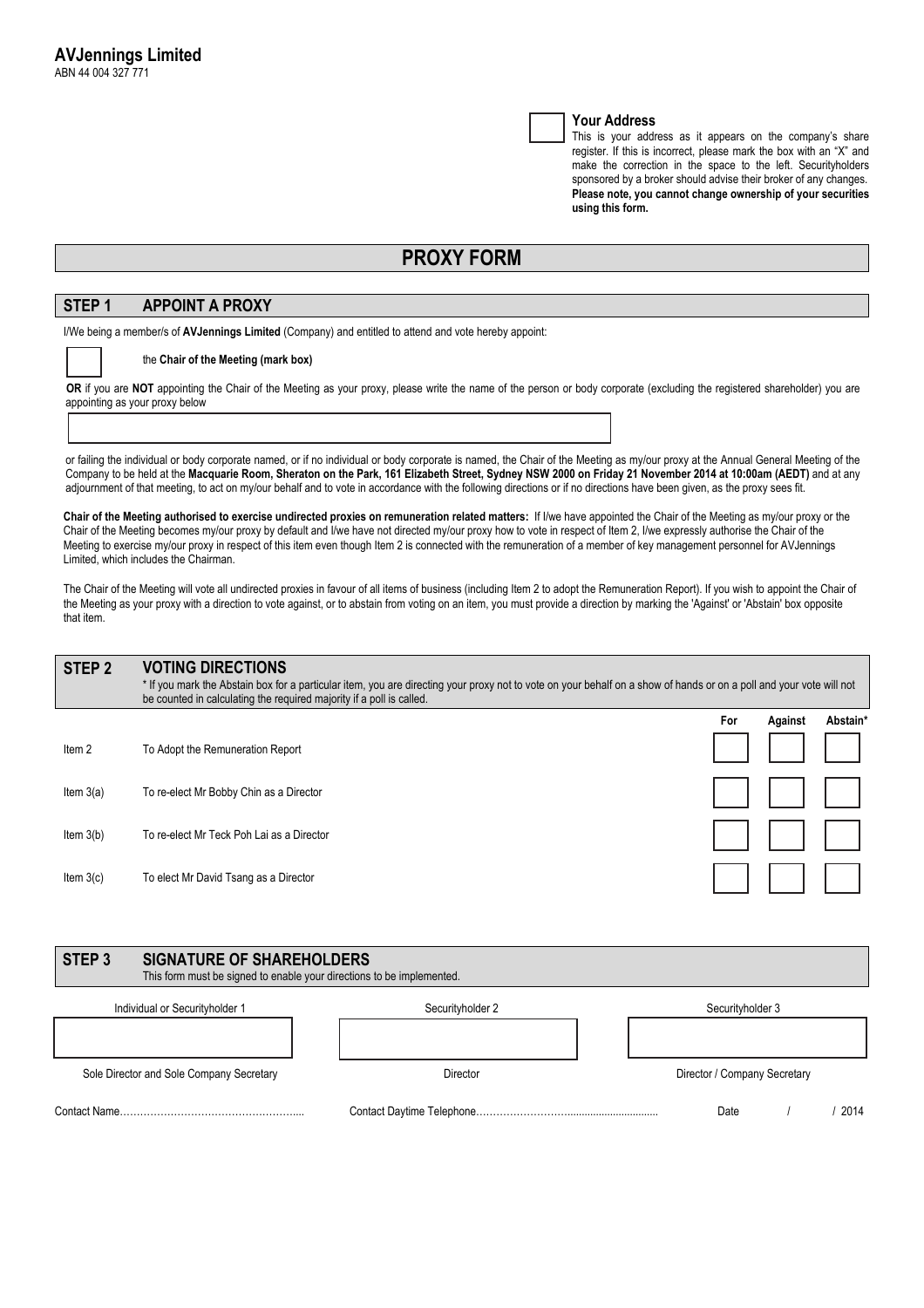# AVJennings Limited

ABN 44 004 327 771

☐ **Your Address**
This is your address as it appears on the company's share register. If this is incorrect, please mark the box with an "X" and make the correction in the space to the left. Securityholders sponsored by a broker should advise their broker of any changes. **Please note, you cannot change ownership of your securities using this form.**

# PROXY FORM

## STEP 1 APPOINT A PROXY

I/We being a member/s of **AVJennings Limited** (Company) and entitled to attend and vote hereby appoint:

☐ the **Chair of the Meeting (mark box)**

**OR** if you are **NOT** appointing the Chair of the Meeting as your proxy, please write the name of the person or body corporate (excluding the registered shareholder) you are appointing as your proxy below

\_\_\_\_\_\_\_\_\_\_\_\_\_\_\_\_\_\_\_\_\_\_\_\_\_\_\_\_\_\_\_\_\_\_\_\_\_\_\_\_

or failing the individual or body corporate named, or if no individual or body corporate is named, the Chair of the Meeting as my/our proxy at the Annual General Meeting of the Company to be held at the **Macquarie Room, Sheraton on the Park, 161 Elizabeth Street, Sydney NSW 2000 on Friday 21 November 2014 at 10:00am (AEDT)** and at any adjournment of that meeting, to act on my/our behalf and to vote in accordance with the following directions or if no directions have been given, as the proxy sees fit.

**Chair of the Meeting authorised to exercise undirected proxies on remuneration related matters:** If I/we have appointed the Chair of the Meeting as my/our proxy or the Chair of the Meeting becomes my/our proxy by default and I/we have not directed my/our proxy how to vote in respect of Item 2, I/we expressly authorise the Chair of the Meeting to exercise my/our proxy in respect of this item even though Item 2 is connected with the remuneration of a member of key management personnel for AVJennings Limited, which includes the Chairman.

The Chair of the Meeting will vote all undirected proxies in favour of all items of business (including Item 2 to adopt the Remuneration Report). If you wish to appoint the Chair of the Meeting as your proxy with a direction to vote against, or to abstain from voting on an item, you must provide a direction by marking the 'Against' or 'Abstain' box opposite that item.

## STEP 2 VOTING DIRECTIONS

\* If you mark the Abstain box for a particular item, you are directing your proxy not to vote on your behalf on a show of hands or on a poll and your vote will not be counted in calculating the required majority if a poll is called.

| | | For | Against | Abstain* |
|---|---|---|---|---|
| Item 2 | To Adopt the Remuneration Report | ☐ | ☐ | ☐ |
| Item 3(a) | To re-elect Mr Bobby Chin as a Director | ☐ | ☐ | ☐ |
| Item 3(b) | To re-elect Mr Teck Poh Lai as a Director | ☐ | ☐ | ☐ |
| Item 3(c) | To elect Mr David Tsang as a Director | ☐ | ☐ | ☐ |

## STEP 3 SIGNATURE OF SHAREHOLDERS

This form must be signed to enable your directions to be implemented.

| Individual or Securityholder 1 | Securityholder 2 | Securityholder 3 |
|---|---|---|
| | | |
| Sole Director and Sole Company Secretary | Director | Director / Company Secretary |

Contact Name……………………………………………... Contact Daytime Telephone…………………….............................. Date / / 2014